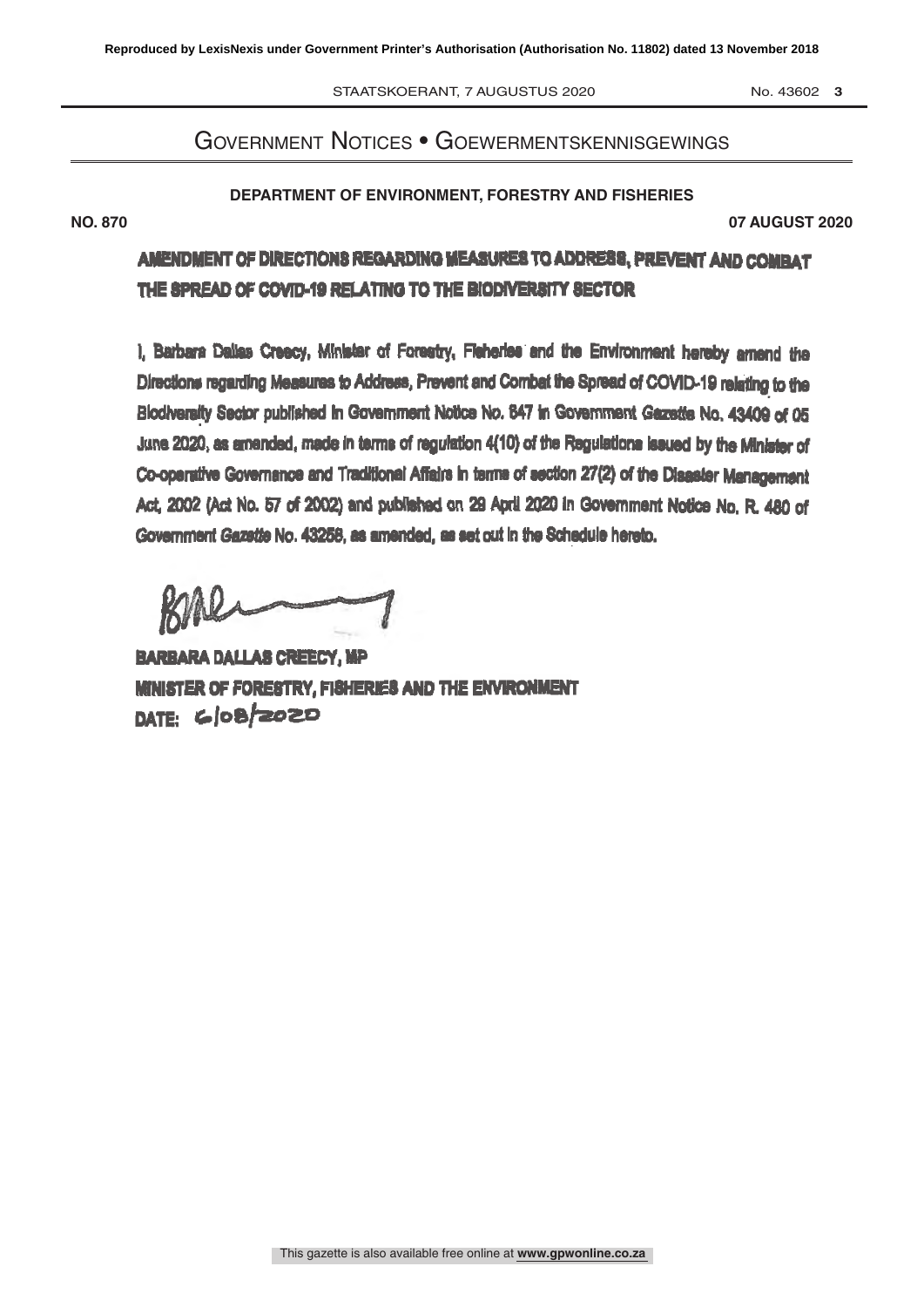## GOVERNMENT NOTICES • GOEWERMENTSKENNISGEWINGS

**DEPARTMENT OF ENVIRONMENT, FORESTRY AND FISHERIES**

**NO. 870** **07 AUGUST 2020**

### AMENDMENT OF DIRECTIONS REGARDING MEASURES TO ADDRESS, PREVENT AND COMBAT THE SPREAD OF COVID-19 RELATING TO THE BIODIVERSITY SECTOR

I, Barbara Dallas Creecy, Minister of Forestry, Fisheries and the Environment hereby amend the Directions regarding Measures to Address, Prevent and Combat the Spread of COVID-19 relating to the Biodiversity Sector published in Government Notice No. 647 in Government *Gazette* No. 43409 of 05 June 2020, as amended, made in terms of regulation 4(10) of the Regulations issued by the Minister of Co-operative Governance and Traditional Affairs in terms of section 27(2) of the Disaster Management Act, 2002 (Act No. 57 of 2002) and published on 29 April 2020 in Government Notice No. R. 480 of Government *Gazette* No. 43258, as amended, as set out in the Schedule hereto.

**BARBARA DALLAS CREECY, MP**
**MINISTER OF FORESTRY, FISHERIES AND THE ENVIRONMENT**
**DATE:** 6/08/2020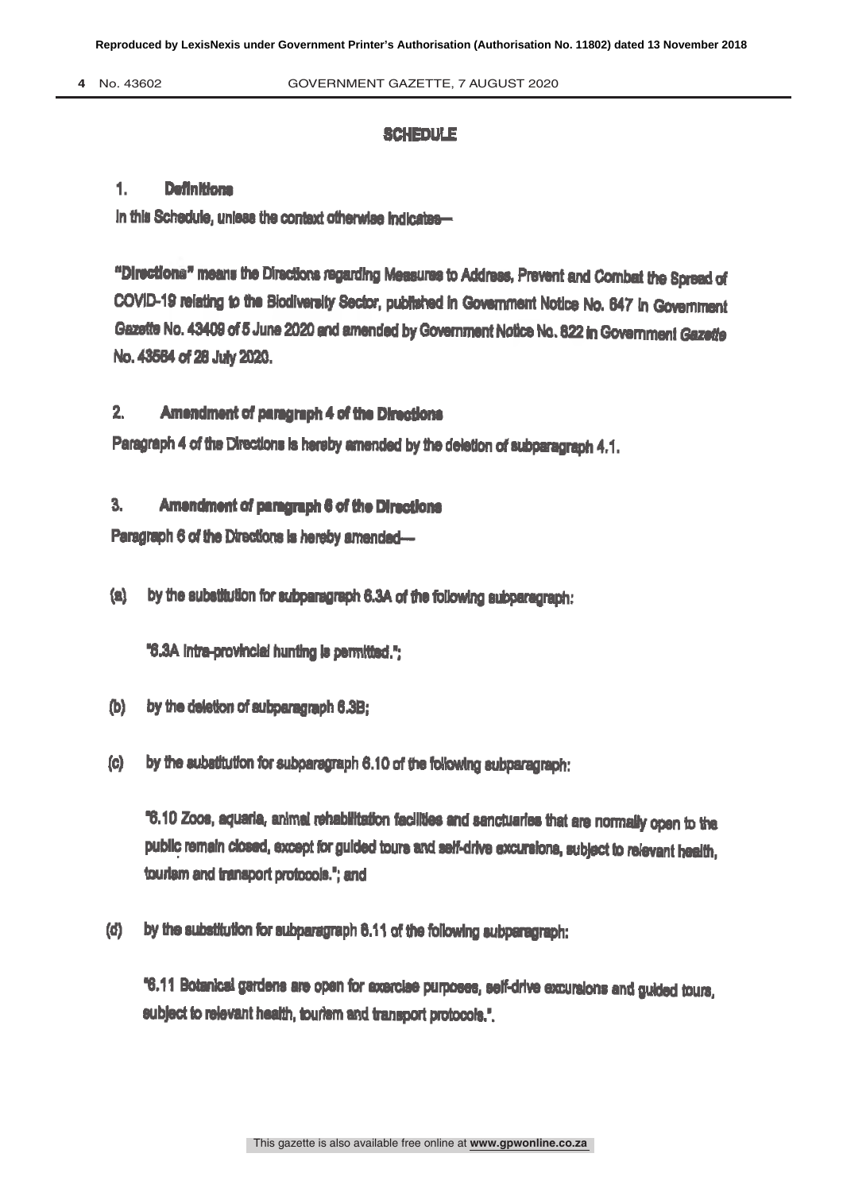## SCHEDULE

### 1. Definitions

In this Schedule, unless the context otherwise indicates—

"**Directions**" means the Directions regarding Measures to Address, Prevent and Combat the Spread of COVID-19 relating to the Biodiversity Sector, published in Government Notice No. 647 in *Government Gazette* No. 43409 of 5 June 2020 and amended by Government Notice No. 822 in *Government Gazette* No. 43564 of 28 July 2020.

### 2. Amendment of paragraph 4 of the Directions

Paragraph 4 of the Directions is hereby amended by the deletion of subparagraph 4.1.

### 3. Amendment of paragraph 6 of the Directions

Paragraph 6 of the Directions is hereby amended—

(a) by the substitution for subparagraph 6.3A of the following subparagraph:

"6.3A Intra-provincial hunting is permitted.";

(b) by the deletion of subparagraph 6.3B;

(c) by the substitution for subparagraph 6.10 of the following subparagraph:

"6.10 Zoos, aquaria, animal rehabilitation facilities and sanctuaries that are normally open to the public remain closed, except for guided tours and self-drive excursions, subject to relevant health, tourism and transport protocols."; and

(d) by the substitution for subparagraph 6.11 of the following subparagraph:

"6.11 Botanical gardens are open for exercise purposes, self-drive excursions and guided tours, subject to relevant health, tourism and transport protocols.".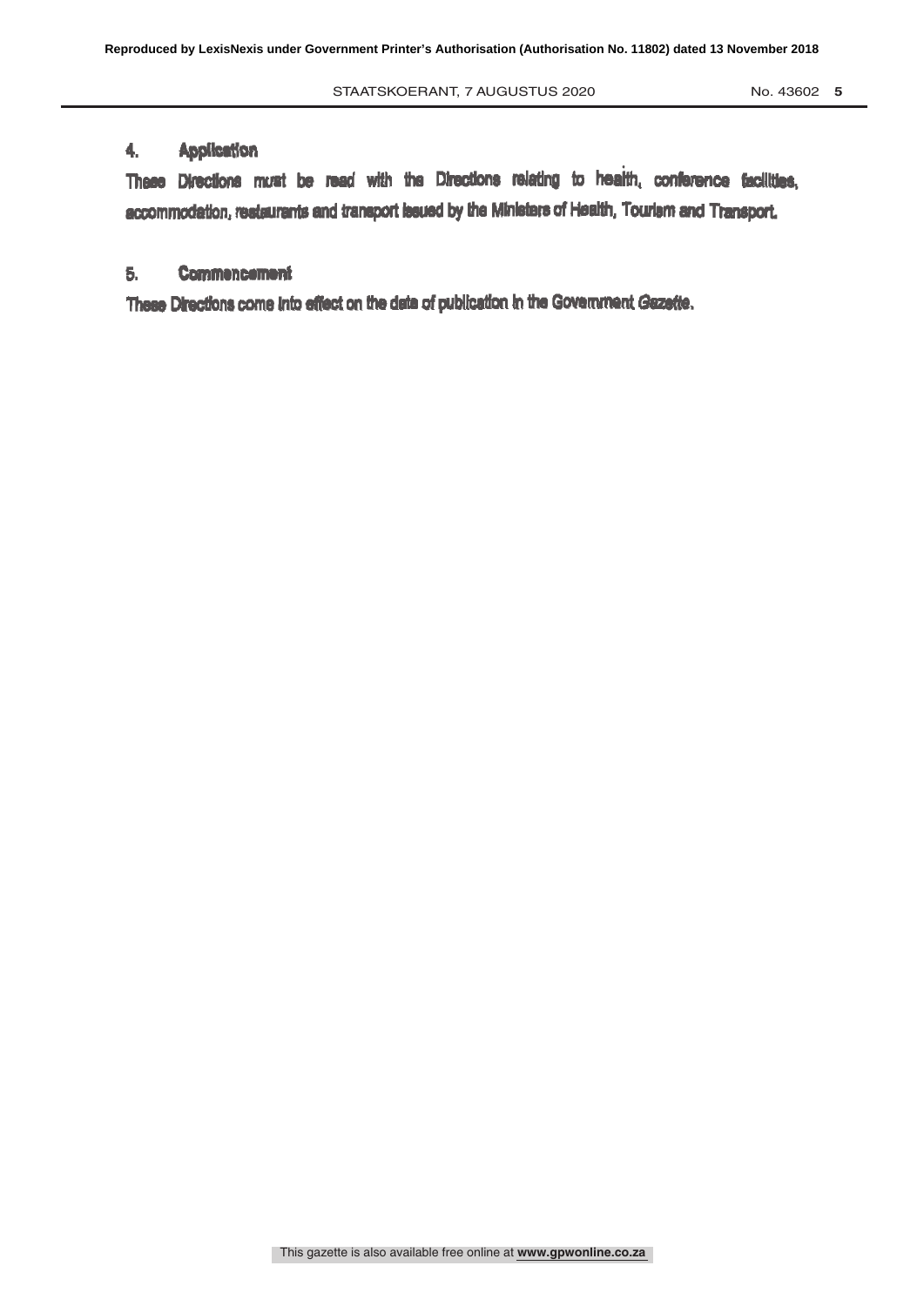## 4. Application

These Directions must be read with the Directions relating to health, conference facilities, accommodation, restaurants and transport issued by the Ministers of Health, Tourism and Transport.

## 5. Commencement

These Directions come into effect on the date of publication in the Government *Gazette*.